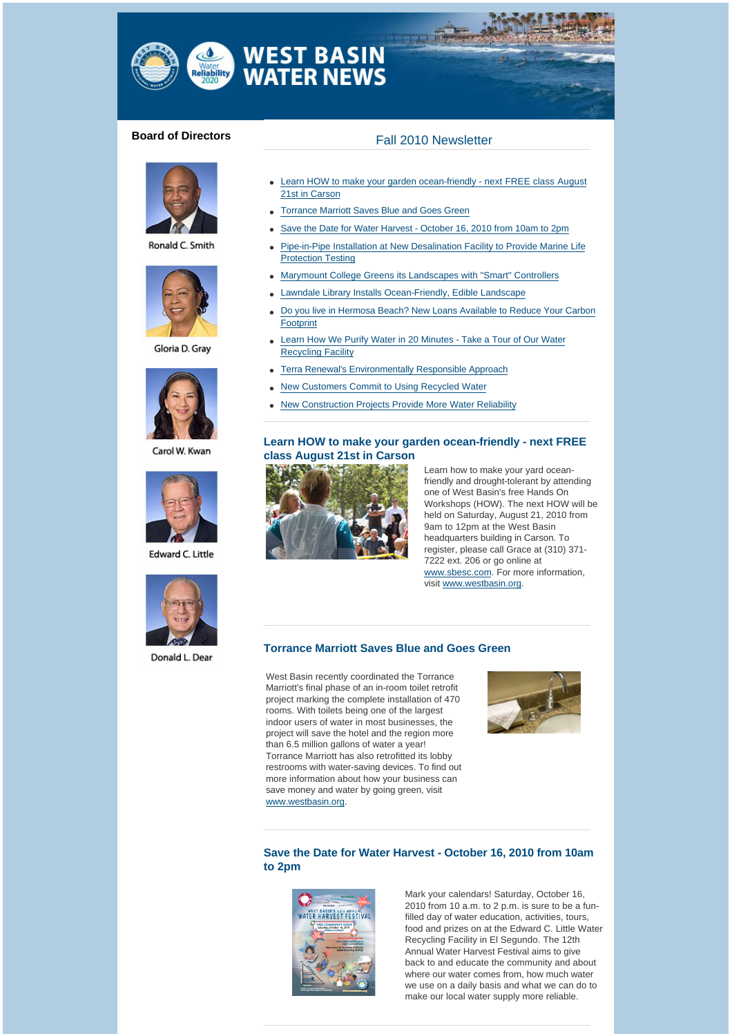# WEST BASIN WATER NEWS

**Board of Directors**

Ronald C. Smith

Gloria D. Gray

Carol W. Kwan

Edward C. Little

Donald L. Dear

## Fall 2010 Newsletter

- Learn HOW to make your garden ocean-friendly - next FREE class August 21st in Carson
- Torrance Marriott Saves Blue and Goes Green
- Save the Date for Water Harvest - October 16, 2010 from 10am to 2pm
- Pipe-in-Pipe Installation at New Desalination Facility to Provide Marine Life Protection Testing
- Marymount College Greens its Landscapes with "Smart" Controllers
- Lawndale Library Installs Ocean-Friendly, Edible Landscape
- Do you live in Hermosa Beach? New Loans Available to Reduce Your Carbon Footprint
- Learn How We Purify Water in 20 Minutes - Take a Tour of Our Water Recycling Facility
- Terra Renewal's Environmentally Responsible Approach
- New Customers Commit to Using Recycled Water
- New Construction Projects Provide More Water Reliability

### Learn HOW to make your garden ocean-friendly - next FREE class August 21st in Carson

Learn how to make your yard ocean-friendly and drought-tolerant by attending one of West Basin's free Hands On Workshops (HOW). The next HOW will be held on Saturday, August 21, 2010 from 9am to 12pm at the West Basin headquarters building in Carson. To register, please call Grace at (310) 371-7222 ext. 206 or go online at www.sbesc.com. For more information, visit www.westbasin.org.

### Torrance Marriott Saves Blue and Goes Green

West Basin recently coordinated the Torrance Marriott's final phase of an in-room toilet retrofit project marking the complete installation of 470 rooms. With toilets being one of the largest indoor users of water in most businesses, the project will save the hotel and the region more than 6.5 million gallons of water a year! Torrance Marriott has also retrofitted its lobby restrooms with water-saving devices. To find out more information about how your business can save money and water by going green, visit www.westbasin.org.

### Save the Date for Water Harvest - October 16, 2010 from 10am to 2pm

Mark your calendars! Saturday, October 16, 2010 from 10 a.m. to 2 p.m. is sure to be a fun-filled day of water education, activities, tours, food and prizes on at the Edward C. Little Water Recycling Facility in El Segundo. The 12th Annual Water Harvest Festival aims to give back to and educate the community and about where our water comes from, how much water we use on a daily basis and what we can do to make our local water supply more reliable.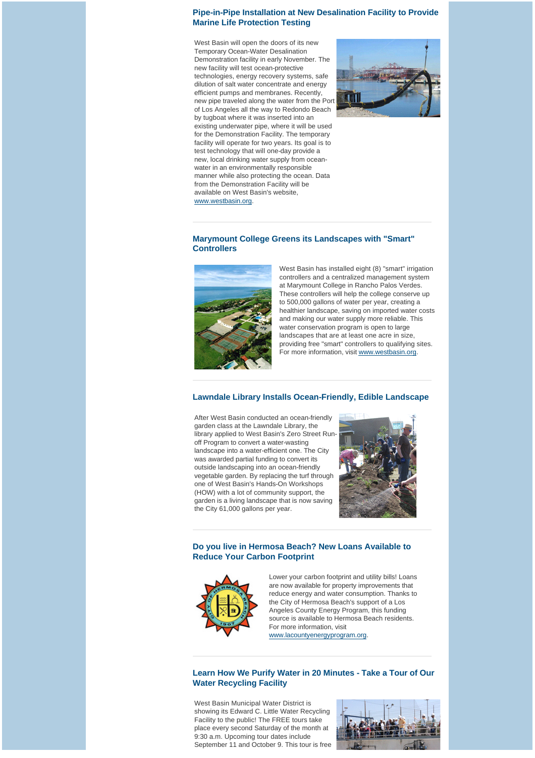## Pipe-in-Pipe Installation at New Desalination Facility to Provide Marine Life Protection Testing

West Basin will open the doors of its new Temporary Ocean-Water Desalination Demonstration facility in early November. The new facility will test ocean-protective technologies, energy recovery systems, safe dilution of salt water concentrate and energy efficient pumps and membranes. Recently, new pipe traveled along the water from the Port of Los Angeles all the way to Redondo Beach by tugboat where it was inserted into an existing underwater pipe, where it will be used for the Demonstration Facility. The temporary facility will operate for two years. Its goal is to test technology that will one-day provide a new, local drinking water supply from ocean-water in an environmentally responsible manner while also protecting the ocean. Data from the Demonstration Facility will be available on West Basin's website, www.westbasin.org.

---

## Marymount College Greens its Landscapes with "Smart" Controllers

West Basin has installed eight (8) "smart" irrigation controllers and a centralized management system at Marymount College in Rancho Palos Verdes. These controllers will help the college conserve up to 500,000 gallons of water per year, creating a healthier landscape, saving on imported water costs and making our water supply more reliable. This water conservation program is open to large landscapes that are at least one acre in size, providing free "smart" controllers to qualifying sites. For more information, visit www.westbasin.org.

---

## Lawndale Library Installs Ocean-Friendly, Edible Landscape

After West Basin conducted an ocean-friendly garden class at the Lawndale Library, the library applied to West Basin's Zero Street Run-off Program to convert a water-wasting landscape into a water-efficient one. The City was awarded partial funding to convert its outside landscaping into an ocean-friendly vegetable garden. By replacing the turf through one of West Basin's Hands-On Workshops (HOW) with a lot of community support, the garden is a living landscape that is now saving the City 61,000 gallons per year.

---

## Do you live in Hermosa Beach? New Loans Available to Reduce Your Carbon Footprint

Lower your carbon footprint and utility bills! Loans are now available for property improvements that reduce energy and water consumption. Thanks to the City of Hermosa Beach's support of a Los Angeles County Energy Program, this funding source is available to Hermosa Beach residents. For more information, visit www.lacountyenergyprogram.org.

---

## Learn How We Purify Water in 20 Minutes - Take a Tour of Our Water Recycling Facility

West Basin Municipal Water District is showing its Edward C. Little Water Recycling Facility to the public! The FREE tours take place every second Saturday of the month at 9:30 a.m. Upcoming tour dates include September 11 and October 9. This tour is free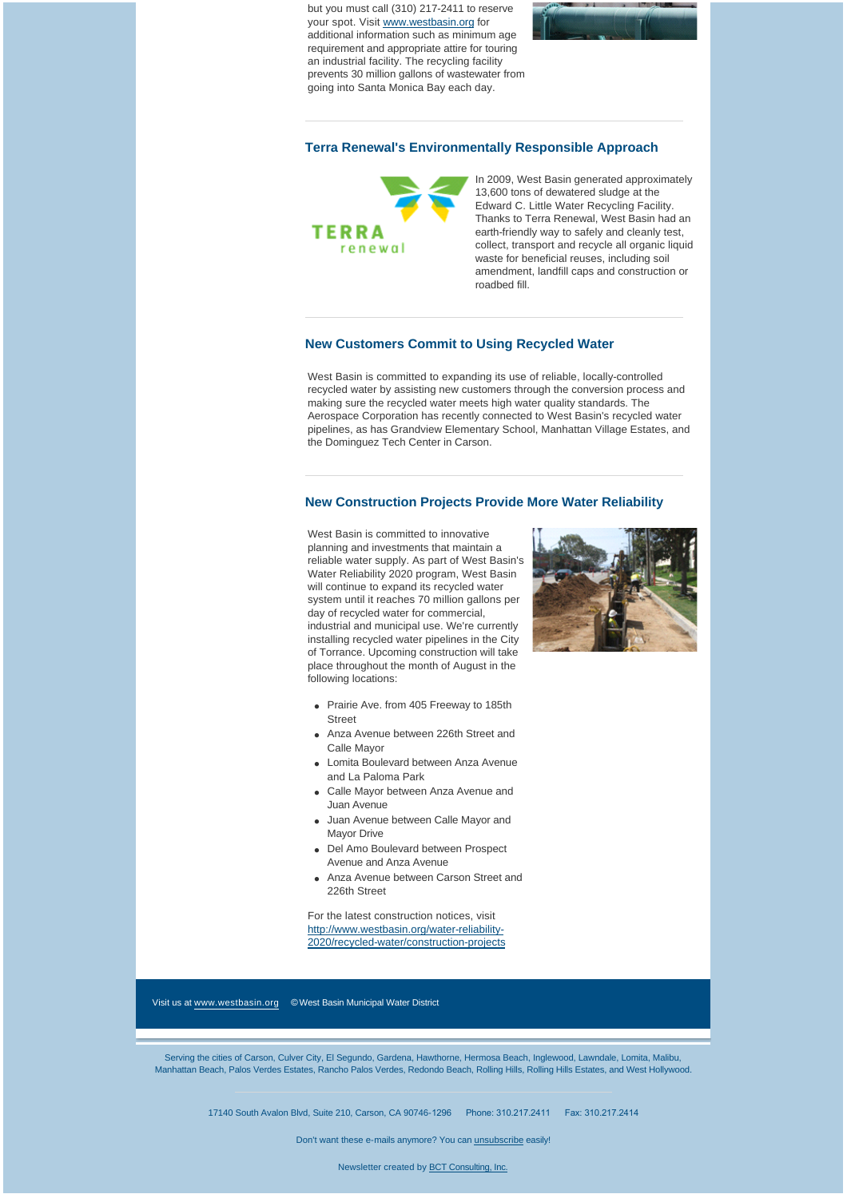but you must call (310) 217-2411 to reserve your spot. Visit www.westbasin.org for additional information such as minimum age requirement and appropriate attire for touring an industrial facility. The recycling facility prevents 30 million gallons of wastewater from going into Santa Monica Bay each day.

## Terra Renewal's Environmentally Responsible Approach

In 2009, West Basin generated approximately 13,600 tons of dewatered sludge at the Edward C. Little Water Recycling Facility. Thanks to Terra Renewal, West Basin had an earth-friendly way to safely and cleanly test, collect, transport and recycle all organic liquid waste for beneficial reuses, including soil amendment, landfill caps and construction or roadbed fill.

## New Customers Commit to Using Recycled Water

West Basin is committed to expanding its use of reliable, locally-controlled recycled water by assisting new customers through the conversion process and making sure the recycled water meets high water quality standards. The Aerospace Corporation has recently connected to West Basin's recycled water pipelines, as has Grandview Elementary School, Manhattan Village Estates, and the Dominguez Tech Center in Carson.

## New Construction Projects Provide More Water Reliability

West Basin is committed to innovative planning and investments that maintain a reliable water supply. As part of West Basin's Water Reliability 2020 program, West Basin will continue to expand its recycled water system until it reaches 70 million gallons per day of recycled water for commercial, industrial and municipal use. We're currently installing recycled water pipelines in the City of Torrance. Upcoming construction will take place throughout the month of August in the following locations:

- Prairie Ave. from 405 Freeway to 185th Street
- Anza Avenue between 226th Street and Calle Mayor
- Lomita Boulevard between Anza Avenue and La Paloma Park
- Calle Mayor between Anza Avenue and Juan Avenue
- Juan Avenue between Calle Mayor and Mayor Drive
- Del Amo Boulevard between Prospect Avenue and Anza Avenue
- Anza Avenue between Carson Street and 226th Street

For the latest construction notices, visit http://www.westbasin.org/water-reliability-2020/recycled-water/construction-projects

Visit us at www.westbasin.org ©West Basin Municipal Water District

Serving the cities of Carson, Culver City, El Segundo, Gardena, Hawthorne, Hermosa Beach, Inglewood, Lawndale, Lomita, Malibu, Manhattan Beach, Palos Verdes Estates, Rancho Palos Verdes, Redondo Beach, Rolling Hills, Rolling Hills Estates, and West Hollywood.

17140 South Avalon Blvd, Suite 210, Carson, CA 90746-1296 Phone: 310.217.2411 Fax: 310.217.2414

Don't want these e-mails anymore? You can unsubscribe easily!

Newsletter created by BCT Consulting, Inc.